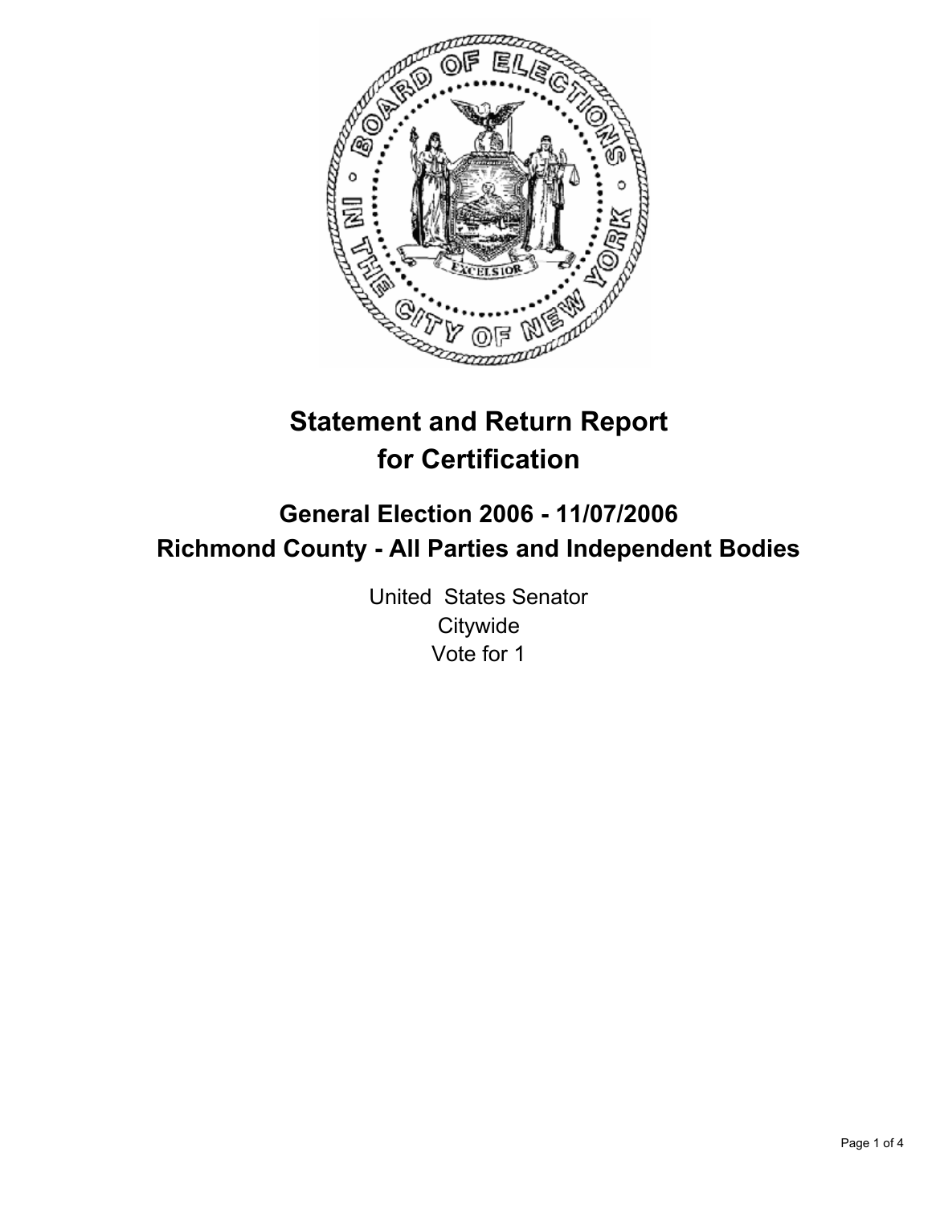# Statement and Return Report for Certification

## General Election 2006 - 11/07/2006
## Richmond County - All Parties and Independent Bodies

United States Senator
Citywide
Vote for 1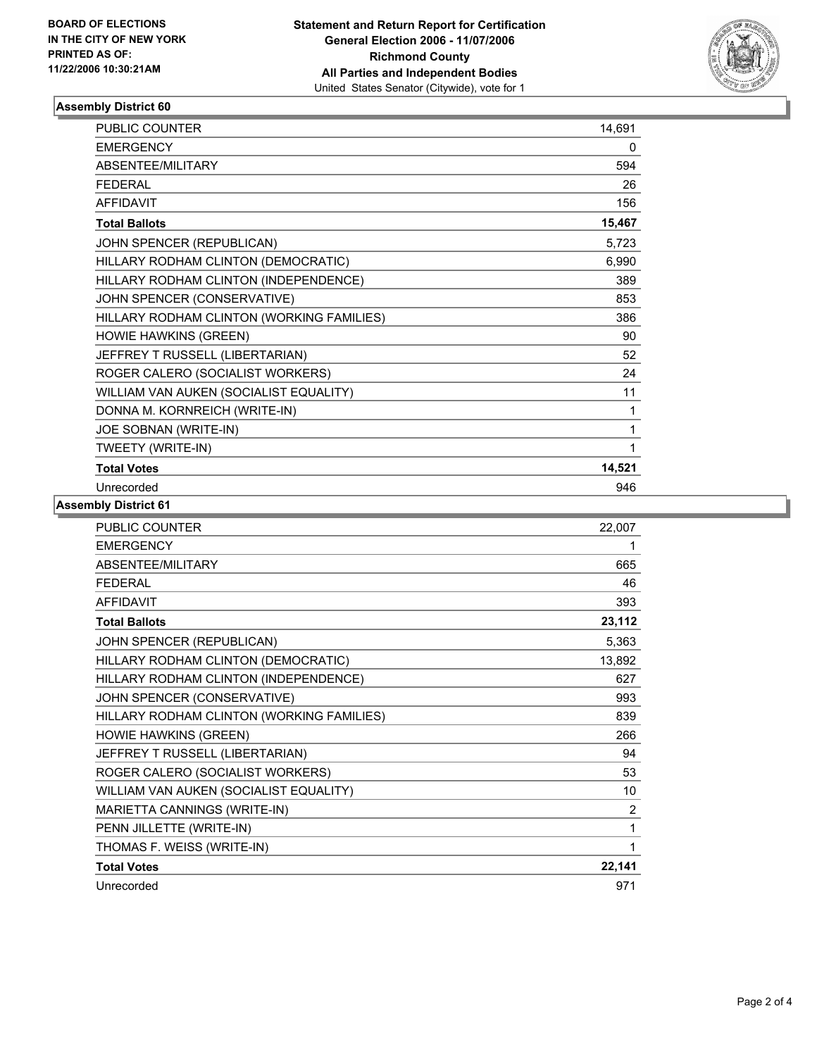**BOARD OF ELECTIONS IN THE CITY OF NEW YORK PRINTED AS OF: 11/22/2006 10:30:21AM**

# Statement and Return Report for Certification
## General Election 2006 - 11/07/2006
## Richmond County
## All Parties and Independent Bodies
United States Senator (Citywide), vote for 1

### Assembly District 60

| | |
|---|---|
| PUBLIC COUNTER | 14,691 |
| EMERGENCY | 0 |
| ABSENTEE/MILITARY | 594 |
| FEDERAL | 26 |
| AFFIDAVIT | 156 |
| **Total Ballots** | **15,467** |
| JOHN SPENCER (REPUBLICAN) | 5,723 |
| HILLARY RODHAM CLINTON (DEMOCRATIC) | 6,990 |
| HILLARY RODHAM CLINTON (INDEPENDENCE) | 389 |
| JOHN SPENCER (CONSERVATIVE) | 853 |
| HILLARY RODHAM CLINTON (WORKING FAMILIES) | 386 |
| HOWIE HAWKINS (GREEN) | 90 |
| JEFFREY T RUSSELL (LIBERTARIAN) | 52 |
| ROGER CALERO (SOCIALIST WORKERS) | 24 |
| WILLIAM VAN AUKEN (SOCIALIST EQUALITY) | 11 |
| DONNA M. KORNREICH (WRITE-IN) | 1 |
| JOE SOBNAN (WRITE-IN) | 1 |
| TWEETY (WRITE-IN) | 1 |
| **Total Votes** | **14,521** |
| Unrecorded | 946 |

### Assembly District 61

| | |
|---|---|
| PUBLIC COUNTER | 22,007 |
| EMERGENCY | 1 |
| ABSENTEE/MILITARY | 665 |
| FEDERAL | 46 |
| AFFIDAVIT | 393 |
| **Total Ballots** | **23,112** |
| JOHN SPENCER (REPUBLICAN) | 5,363 |
| HILLARY RODHAM CLINTON (DEMOCRATIC) | 13,892 |
| HILLARY RODHAM CLINTON (INDEPENDENCE) | 627 |
| JOHN SPENCER (CONSERVATIVE) | 993 |
| HILLARY RODHAM CLINTON (WORKING FAMILIES) | 839 |
| HOWIE HAWKINS (GREEN) | 266 |
| JEFFREY T RUSSELL (LIBERTARIAN) | 94 |
| ROGER CALERO (SOCIALIST WORKERS) | 53 |
| WILLIAM VAN AUKEN (SOCIALIST EQUALITY) | 10 |
| MARIETTA CANNINGS (WRITE-IN) | 2 |
| PENN JILLETTE (WRITE-IN) | 1 |
| THOMAS F. WEISS (WRITE-IN) | 1 |
| **Total Votes** | **22,141** |
| Unrecorded | 971 |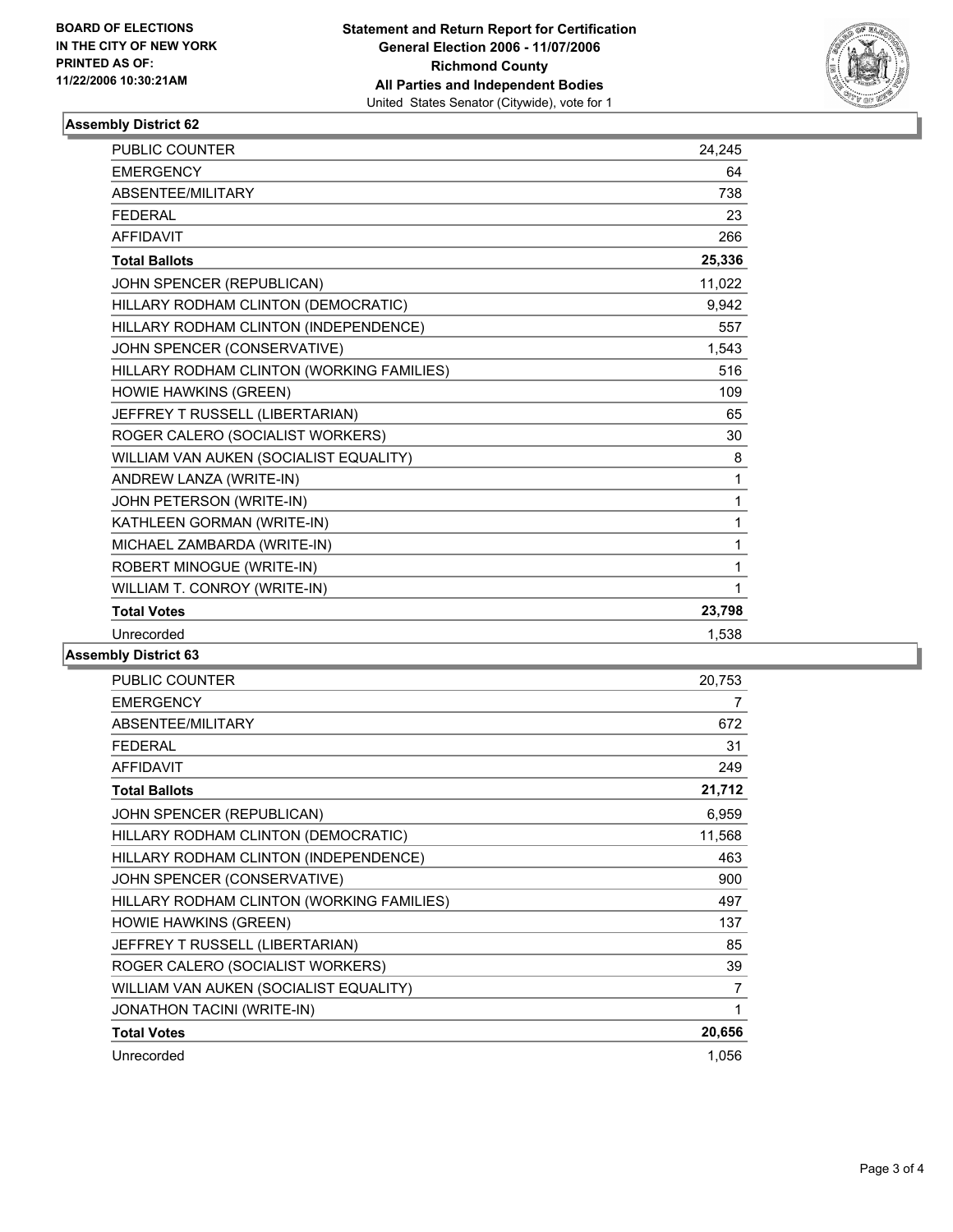**BOARD OF ELECTIONS IN THE CITY OF NEW YORK**
**PRINTED AS OF: 11/22/2006 10:30:21AM**

**Statement and Return Report for Certification**
**General Election 2006 - 11/07/2006**
**Richmond County**
**All Parties and Independent Bodies**
United States Senator (Citywide), vote for 1

## Assembly District 62

| | |
|---|---|
| PUBLIC COUNTER | 24,245 |
| EMERGENCY | 64 |
| ABSENTEE/MILITARY | 738 |
| FEDERAL | 23 |
| AFFIDAVIT | 266 |
| **Total Ballots** | **25,336** |
| JOHN SPENCER (REPUBLICAN) | 11,022 |
| HILLARY RODHAM CLINTON (DEMOCRATIC) | 9,942 |
| HILLARY RODHAM CLINTON (INDEPENDENCE) | 557 |
| JOHN SPENCER (CONSERVATIVE) | 1,543 |
| HILLARY RODHAM CLINTON (WORKING FAMILIES) | 516 |
| HOWIE HAWKINS (GREEN) | 109 |
| JEFFREY T RUSSELL (LIBERTARIAN) | 65 |
| ROGER CALERO (SOCIALIST WORKERS) | 30 |
| WILLIAM VAN AUKEN (SOCIALIST EQUALITY) | 8 |
| ANDREW LANZA (WRITE-IN) | 1 |
| JOHN PETERSON (WRITE-IN) | 1 |
| KATHLEEN GORMAN (WRITE-IN) | 1 |
| MICHAEL ZAMBARDA (WRITE-IN) | 1 |
| ROBERT MINOGUE (WRITE-IN) | 1 |
| WILLIAM T. CONROY (WRITE-IN) | 1 |
| **Total Votes** | **23,798** |
| Unrecorded | 1,538 |

## Assembly District 63

| | |
|---|---|
| PUBLIC COUNTER | 20,753 |
| EMERGENCY | 7 |
| ABSENTEE/MILITARY | 672 |
| FEDERAL | 31 |
| AFFIDAVIT | 249 |
| **Total Ballots** | **21,712** |
| JOHN SPENCER (REPUBLICAN) | 6,959 |
| HILLARY RODHAM CLINTON (DEMOCRATIC) | 11,568 |
| HILLARY RODHAM CLINTON (INDEPENDENCE) | 463 |
| JOHN SPENCER (CONSERVATIVE) | 900 |
| HILLARY RODHAM CLINTON (WORKING FAMILIES) | 497 |
| HOWIE HAWKINS (GREEN) | 137 |
| JEFFREY T RUSSELL (LIBERTARIAN) | 85 |
| ROGER CALERO (SOCIALIST WORKERS) | 39 |
| WILLIAM VAN AUKEN (SOCIALIST EQUALITY) | 7 |
| JONATHON TACINI (WRITE-IN) | 1 |
| **Total Votes** | **20,656** |
| Unrecorded | 1,056 |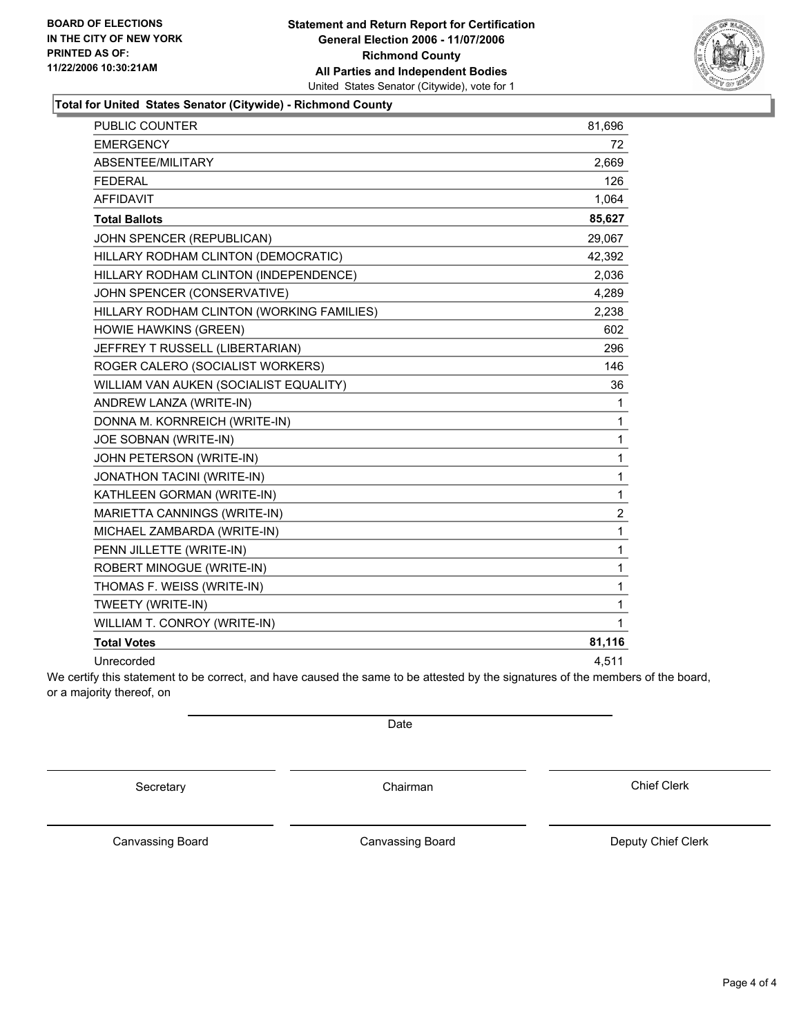**BOARD OF ELECTIONS IN THE CITY OF NEW YORK PRINTED AS OF: 11/22/2006 10:30:21AM**

**Statement and Return Report for Certification**
**General Election 2006 - 11/07/2006**
**Richmond County**
**All Parties and Independent Bodies**
United States Senator (Citywide), vote for 1

### Total for United States Senator (Citywide) - Richmond County

| | |
|---|---|
| PUBLIC COUNTER | 81,696 |
| EMERGENCY | 72 |
| ABSENTEE/MILITARY | 2,669 |
| FEDERAL | 126 |
| AFFIDAVIT | 1,064 |
| **Total Ballots** | **85,627** |
| JOHN SPENCER (REPUBLICAN) | 29,067 |
| HILLARY RODHAM CLINTON (DEMOCRATIC) | 42,392 |
| HILLARY RODHAM CLINTON (INDEPENDENCE) | 2,036 |
| JOHN SPENCER (CONSERVATIVE) | 4,289 |
| HILLARY RODHAM CLINTON (WORKING FAMILIES) | 2,238 |
| HOWIE HAWKINS (GREEN) | 602 |
| JEFFREY T RUSSELL (LIBERTARIAN) | 296 |
| ROGER CALERO (SOCIALIST WORKERS) | 146 |
| WILLIAM VAN AUKEN (SOCIALIST EQUALITY) | 36 |
| ANDREW LANZA (WRITE-IN) | 1 |
| DONNA M. KORNREICH (WRITE-IN) | 1 |
| JOE SOBNAN (WRITE-IN) | 1 |
| JOHN PETERSON (WRITE-IN) | 1 |
| JONATHON TACINI (WRITE-IN) | 1 |
| KATHLEEN GORMAN (WRITE-IN) | 1 |
| MARIETTA CANNINGS (WRITE-IN) | 2 |
| MICHAEL ZAMBARDA (WRITE-IN) | 1 |
| PENN JILLETTE (WRITE-IN) | 1 |
| ROBERT MINOGUE (WRITE-IN) | 1 |
| THOMAS F. WEISS (WRITE-IN) | 1 |
| TWEETY (WRITE-IN) | 1 |
| WILLIAM T. CONROY (WRITE-IN) | 1 |
| **Total Votes** | **81,116** |
| Unrecorded | 4,511 |

We certify this statement to be correct, and have caused the same to be attested by the signatures of the members of the board, or a majority thereof, on

Date

Secretary | Chairman | Chief Clerk

Canvassing Board | Canvassing Board | Deputy Chief Clerk